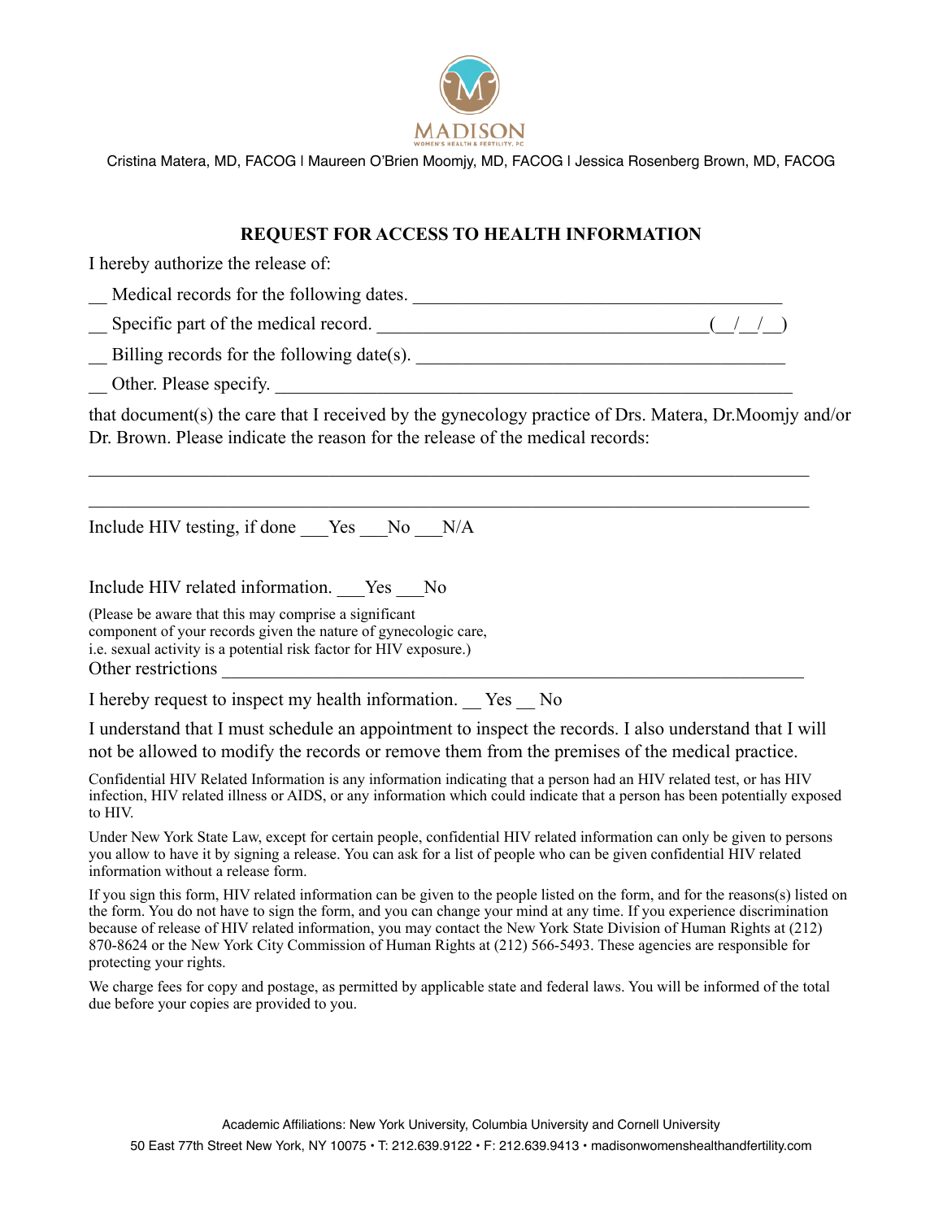MADISON

WOMEN'S HEALTH & FERTILITY, PC

Cristina Matera, MD, FACOG | Maureen O'Brien Moomjy, MD, FACOG | Jessica Rosenberg Brown, MD, FACOG

## REQUEST FOR ACCESS TO HEALTH INFORMATION

I hereby authorize the release of:

__ Medical records for the following dates. ________________________________________

__ Specific part of the medical record. ____________________________________(__/__/__)

__ Billing records for the following date(s). ________________________________________

__ Other. Please specify. ______________________________________________________

that document(s) the care that I received by the gynecology practice of Drs. Matera, Dr.Moomjy and/or Dr. Brown. Please indicate the reason for the release of the medical records:

______________________________________________________________________________

______________________________________________________________________________

Include HIV testing, if done ___Yes ___No ___N/A

Include HIV related information. ___Yes ___No

(Please be aware that this may comprise a significant component of your records given the nature of gynecologic care, i.e. sexual activity is a potential risk factor for HIV exposure.)

Other restrictions ____________________________________________________________

I hereby request to inspect my health information. __ Yes __ No

I understand that I must schedule an appointment to inspect the records. I also understand that I will not be allowed to modify the records or remove them from the premises of the medical practice.

Confidential HIV Related Information is any information indicating that a person had an HIV related test, or has HIV infection, HIV related illness or AIDS, or any information which could indicate that a person has been potentially exposed to HIV.

Under New York State Law, except for certain people, confidential HIV related information can only be given to persons you allow to have it by signing a release. You can ask for a list of people who can be given confidential HIV related information without a release form.

If you sign this form, HIV related information can be given to the people listed on the form, and for the reasons(s) listed on the form. You do not have to sign the form, and you can change your mind at any time. If you experience discrimination because of release of HIV related information, you may contact the New York State Division of Human Rights at (212) 870-8624 or the New York City Commission of Human Rights at (212) 566-5493. These agencies are responsible for protecting your rights.

We charge fees for copy and postage, as permitted by applicable state and federal laws. You will be informed of the total due before your copies are provided to you.

Academic Affiliations: New York University, Columbia University and Cornell University

50 East 77th Street New York, NY 10075 • T: 212.639.9122 • F: 212.639.9413 • madisonwomenshealthandfertility.com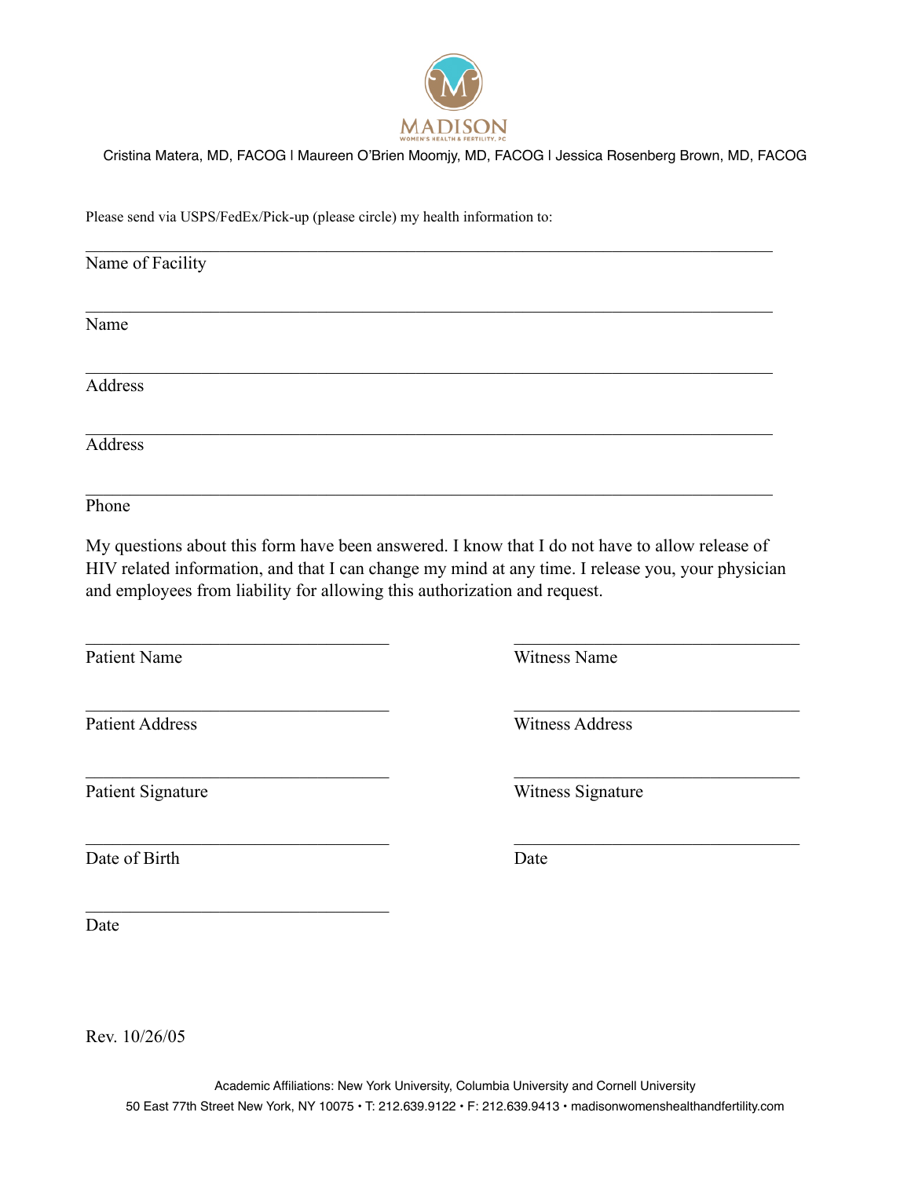MADISON

WOMEN'S HEALTH & FERTILITY, PC

Cristina Matera, MD, FACOG | Maureen O'Brien Moomjy, MD, FACOG | Jessica Rosenberg Brown, MD, FACOG

Please send via USPS/FedEx/Pick-up (please circle) my health information to:

\_\_\_\_\_\_\_\_\_\_\_\_\_\_\_\_\_\_\_\_\_\_\_\_\_\_\_\_\_\_\_\_\_\_\_\_\_\_\_\_\_\_\_\_\_\_\_\_\_\_\_\_\_\_\_\_\_\_\_\_

Name of Facility

\_\_\_\_\_\_\_\_\_\_\_\_\_\_\_\_\_\_\_\_\_\_\_\_\_\_\_\_\_\_\_\_\_\_\_\_\_\_\_\_\_\_\_\_\_\_\_\_\_\_\_\_\_\_\_\_\_\_\_\_

Name

\_\_\_\_\_\_\_\_\_\_\_\_\_\_\_\_\_\_\_\_\_\_\_\_\_\_\_\_\_\_\_\_\_\_\_\_\_\_\_\_\_\_\_\_\_\_\_\_\_\_\_\_\_\_\_\_\_\_\_\_

Address

\_\_\_\_\_\_\_\_\_\_\_\_\_\_\_\_\_\_\_\_\_\_\_\_\_\_\_\_\_\_\_\_\_\_\_\_\_\_\_\_\_\_\_\_\_\_\_\_\_\_\_\_\_\_\_\_\_\_\_\_

Address

\_\_\_\_\_\_\_\_\_\_\_\_\_\_\_\_\_\_\_\_\_\_\_\_\_\_\_\_\_\_\_\_\_\_\_\_\_\_\_\_\_\_\_\_\_\_\_\_\_\_\_\_\_\_\_\_\_\_\_\_

Phone

My questions about this form have been answered. I know that I do not have to allow release of HIV related information, and that I can change my mind at any time. I release you, your physician and employees from liability for allowing this authorization and request.

\_\_\_\_\_\_\_\_\_\_\_\_\_\_\_\_\_\_\_\_\_\_\_\_\_\_\_\_

Patient Name

\_\_\_\_\_\_\_\_\_\_\_\_\_\_\_\_\_\_\_\_\_\_\_\_\_\_\_\_

Patient Address

\_\_\_\_\_\_\_\_\_\_\_\_\_\_\_\_\_\_\_\_\_\_\_\_\_\_\_\_

Patient Signature

\_\_\_\_\_\_\_\_\_\_\_\_\_\_\_\_\_\_\_\_\_\_\_\_\_\_\_\_

Date of Birth

\_\_\_\_\_\_\_\_\_\_\_\_\_\_\_\_\_\_\_\_\_\_\_\_\_\_\_\_

Date

\_\_\_\_\_\_\_\_\_\_\_\_\_\_\_\_\_\_\_\_\_\_\_\_\_\_\_\_

Witness Name

\_\_\_\_\_\_\_\_\_\_\_\_\_\_\_\_\_\_\_\_\_\_\_\_\_\_\_\_

Witness Address

\_\_\_\_\_\_\_\_\_\_\_\_\_\_\_\_\_\_\_\_\_\_\_\_\_\_\_\_

Witness Signature

\_\_\_\_\_\_\_\_\_\_\_\_\_\_\_\_\_\_\_\_\_\_\_\_\_\_\_\_

Date

Rev. 10/26/05

Academic Affiliations: New York University, Columbia University and Cornell University

50 East 77th Street New York, NY 10075 • T: 212.639.9122 • F: 212.639.9413 • madisonwomenshealthandfertility.com